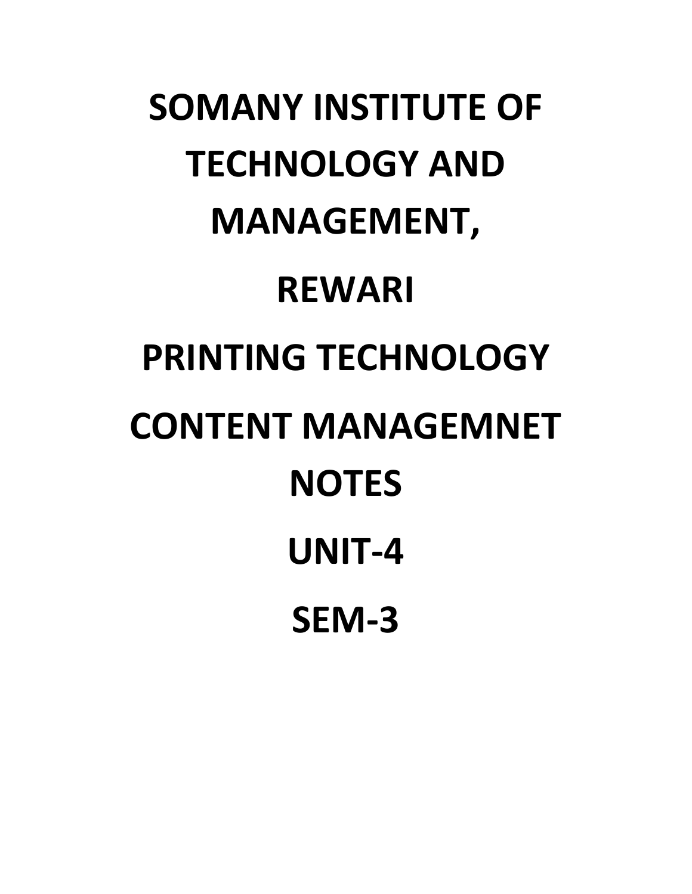# SOMANY INSTITUTE OF TECHNOLOGY AND MANAGEMENT,

# REWARI

# PRINTING TECHNOLOGY

# CONTENT MANAGEMNET NOTES

# UNIT-4

# SEM-3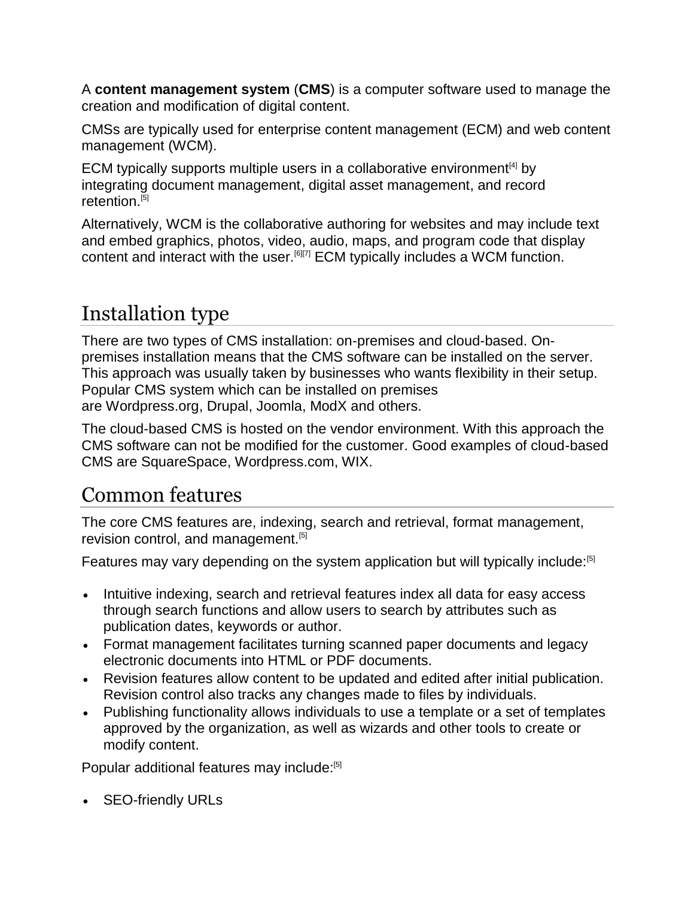A **content management system** (**CMS**) is a computer software used to manage the creation and modification of digital content.

CMSs are typically used for enterprise content management (ECM) and web content management (WCM).

ECM typically supports multiple users in a collaborative environment[4] by integrating document management, digital asset management, and record retention.[5]

Alternatively, WCM is the collaborative authoring for websites and may include text and embed graphics, photos, video, audio, maps, and program code that display content and interact with the user.[6][7] ECM typically includes a WCM function.

## Installation type

There are two types of CMS installation: on-premises and cloud-based. On-premises installation means that the CMS software can be installed on the server. This approach was usually taken by businesses who wants flexibility in their setup. Popular CMS system which can be installed on premises are Wordpress.org, Drupal, Joomla, ModX and others.

The cloud-based CMS is hosted on the vendor environment. With this approach the CMS software can not be modified for the customer. Good examples of cloud-based CMS are SquareSpace, Wordpress.com, WIX.

## Common features

The core CMS features are, indexing, search and retrieval, format management, revision control, and management.[5]

Features may vary depending on the system application but will typically include:[5]

- Intuitive indexing, search and retrieval features index all data for easy access through search functions and allow users to search by attributes such as publication dates, keywords or author.
- Format management facilitates turning scanned paper documents and legacy electronic documents into HTML or PDF documents.
- Revision features allow content to be updated and edited after initial publication. Revision control also tracks any changes made to files by individuals.
- Publishing functionality allows individuals to use a template or a set of templates approved by the organization, as well as wizards and other tools to create or modify content.

Popular additional features may include:[5]

- SEO-friendly URLs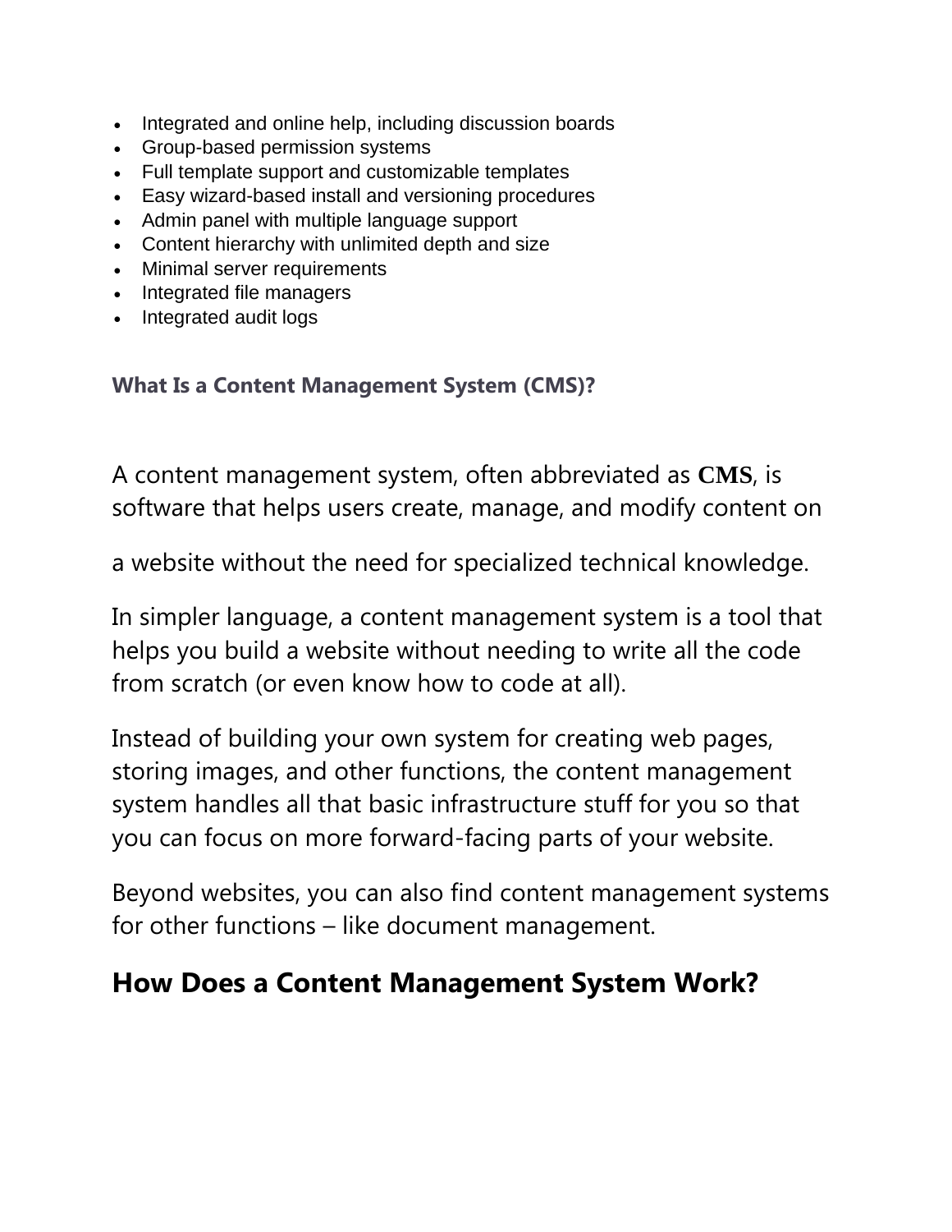- Integrated and online help, including discussion boards
- Group-based permission systems
- Full template support and customizable templates
- Easy wizard-based install and versioning procedures
- Admin panel with multiple language support
- Content hierarchy with unlimited depth and size
- Minimal server requirements
- Integrated file managers
- Integrated audit logs

### What Is a Content Management System (CMS)?

A content management system, often abbreviated as **CMS**, is software that helps users create, manage, and modify content on a website without the need for specialized technical knowledge.

In simpler language, a content management system is a tool that helps you build a website without needing to write all the code from scratch (or even know how to code at all).

Instead of building your own system for creating web pages, storing images, and other functions, the content management system handles all that basic infrastructure stuff for you so that you can focus on more forward-facing parts of your website.

Beyond websites, you can also find content management systems for other functions – like document management.

## How Does a Content Management System Work?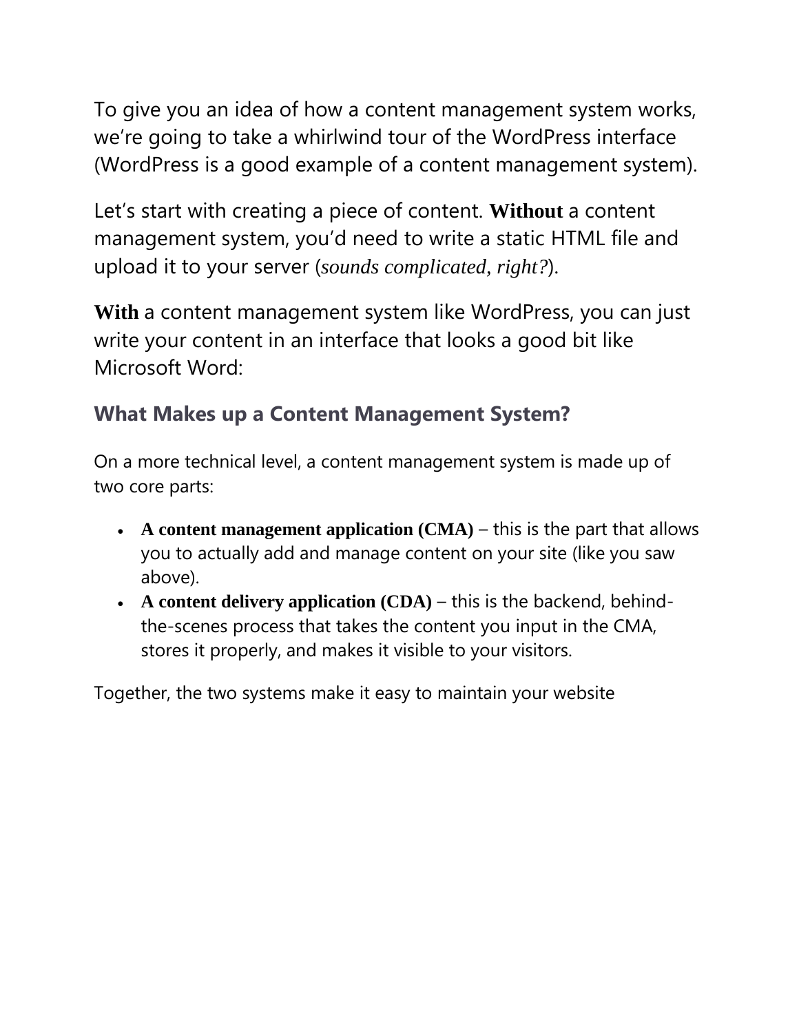To give you an idea of how a content management system works, we're going to take a whirlwind tour of the WordPress interface (WordPress is a good example of a content management system).

Let's start with creating a piece of content. **Without** a content management system, you'd need to write a static HTML file and upload it to your server (*sounds complicated, right?*).

**With** a content management system like WordPress, you can just write your content in an interface that looks a good bit like Microsoft Word:

### What Makes up a Content Management System?

On a more technical level, a content management system is made up of two core parts:

- **A content management application (CMA)** – this is the part that allows you to actually add and manage content on your site (like you saw above).
- **A content delivery application (CDA)** – this is the backend, behind-the-scenes process that takes the content you input in the CMA, stores it properly, and makes it visible to your visitors.

Together, the two systems make it easy to maintain your website